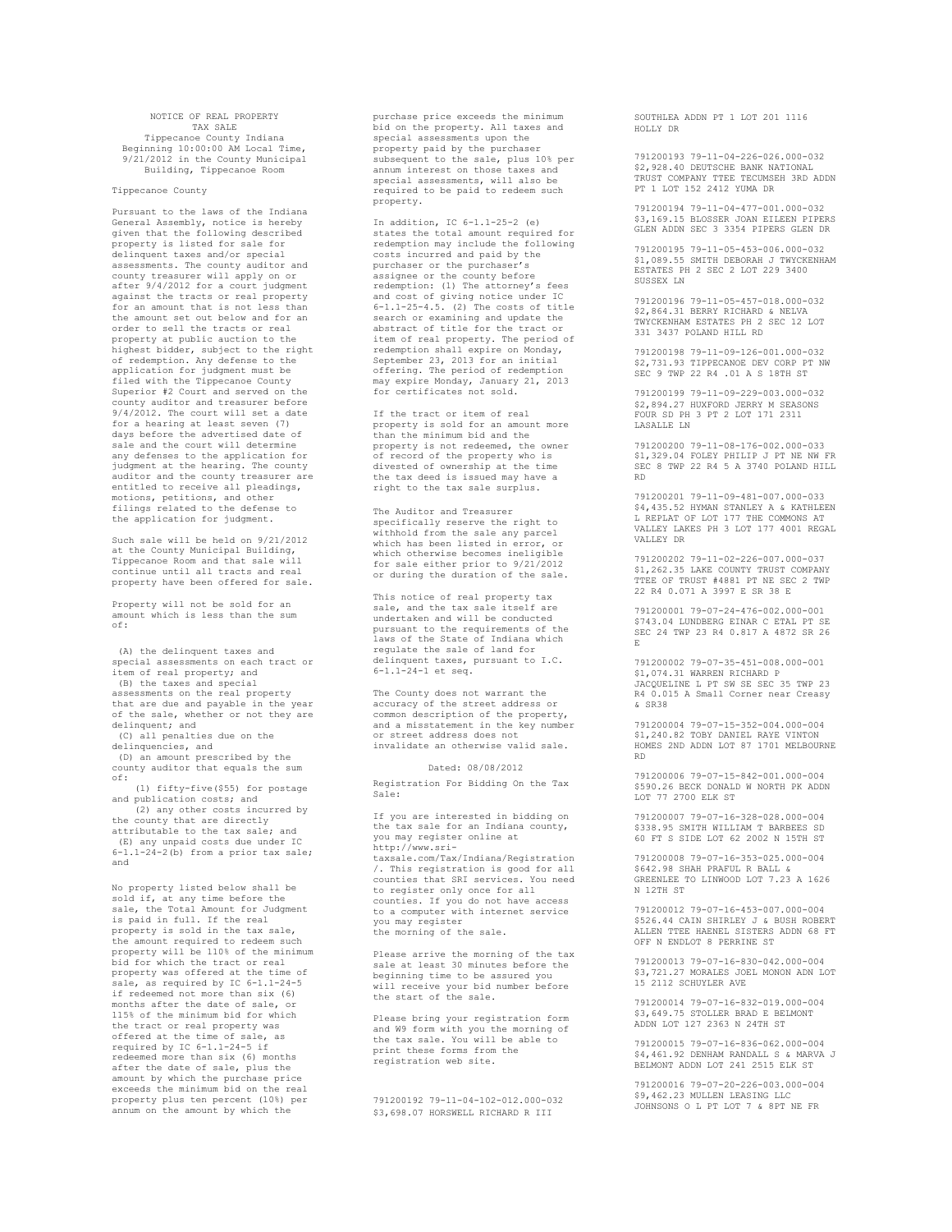# NOTICE OF REAL PROPERTY TAX SALE

Tippecanoe County Indiana
Beginning 10:00:00 AM Local Time, 9/21/2012 in the County Municipal Building, Tippecanoe Room

Tippecanoe County

Pursuant to the laws of the Indiana General Assembly, notice is hereby given that the following described property is listed for sale for delinquent taxes and/or special assessments. The county auditor and county treasurer will apply on or after 9/4/2012 for a court judgment against the tracts or real property for an amount that is not less than the amount set out below and for an order to sell the tracts or real property at public auction to the highest bidder, subject to the right of redemption. Any defense to the application for judgment must be filed with the Tippecanoe County Superior #2 Court and served on the county auditor and treasurer before 9/4/2012. The court will set a date for a hearing at least seven (7) days before the advertised date of sale and the court will determine any defenses to the application for judgment at the hearing. The county auditor and the county treasurer are entitled to receive all pleadings, motions, petitions, and other filings related to the defense to the application for judgment.

Such sale will be held on 9/21/2012 at the County Municipal Building, Tippecanoe Room and that sale will continue until all tracts and real property have been offered for sale.

Property will not be sold for an amount which is less than the sum of:

(A) the delinquent taxes and special assessments on each tract or item of real property; and
(B) the taxes and special assessments on the real property that are due and payable in the year of the sale, whether or not they are delinquent; and
(C) all penalties due on the delinquencies, and
(D) an amount prescribed by the county auditor that equals the sum of:
(1) fifty-five($55) for postage and publication costs; and
(2) any other costs incurred by the county that are directly attributable to the tax sale; and
(E) any unpaid costs due under IC 6-1.1-24-2(b) from a prior tax sale; and

No property listed below shall be sold if, at any time before the sale, the Total Amount for Judgment is paid in full. If the real property is sold in the tax sale, the amount required to redeem such property will be 110% of the minimum bid for which the tract or real property was offered at the time of sale, as required by IC 6-1.1-24-5 if redeemed not more than six (6) months after the date of sale, or 115% of the minimum bid for which the tract or real property was offered at the time of sale, as required by IC 6-1.1-24-5 if redeemed more than six (6) months after the date of sale, plus the amount by which the purchase price exceeds the minimum bid on the real property plus ten percent (10%) per annum on the amount by which the purchase price exceeds the minimum bid on the property. All taxes and special assessments upon the property paid by the purchaser subsequent to the sale, plus 10% per annum interest on those taxes and special assessments, will also be required to be paid to redeem such property.

In addition, IC 6-1.1-25-2 (e) states the total amount required for redemption may include the following costs incurred and paid by the purchaser or the purchaser's assignee or the county before redemption: (1) The attorney's fees and cost of giving notice under IC 6-1.1-25-4.5. (2) The costs of title search or examining and update the abstract of title for the tract or item of real property. The period of redemption shall expire on Monday, September 23, 2013 for an initial offering. The period of redemption may expire Monday, January 21, 2013 for certificates not sold.

If the tract or item of real property is sold for an amount more than the minimum bid and the property is not redeemed, the owner of record of the property who is divested of ownership at the time the tax deed is issued may have a right to the tax sale surplus.

The Auditor and Treasurer specifically reserve the right to withhold from the sale any parcel which has been listed in error, or which otherwise becomes ineligible for sale either prior to 9/21/2012 or during the duration of the sale.

This notice of real property tax sale, and the tax sale itself are undertaken and will be conducted pursuant to the requirements of the laws of the State of Indiana which regulate the sale of land for delinquent taxes, pursuant to I.C. 6-1.1-24-1 et seq.

The County does not warrant the accuracy of the street address or common description of the property, and a misstatement in the key number or street address does not invalidate an otherwise valid sale.

Dated: 08/08/2012

Registration For Bidding On the Tax Sale:

If you are interested in bidding on the tax sale for an Indiana county, you may register online at http://www.sri-taxsale.com/Tax/Indiana/Registration/. This registration is good for all counties that SRI services. You need to register only once for all counties. If you do not have access to a computer with internet service you may register the morning of the sale.

Please arrive the morning of the tax sale at least 30 minutes before the beginning time to be assured you will receive your bid number before the start of the sale.

Please bring your registration form and W9 form with you the morning of the tax sale. You will be able to print these forms from the registration web site.

791200192 79-11-04-102-012.000-032 $3,698.07 HORSWELL RICHARD R III SOUTHLEA ADDN PT 1 LOT 201 1116 HOLLY DR

791200193 79-11-04-226-026.000-032 $2,928.40 DEUTSCHE BANK NATIONAL TRUST COMPANY TTEE TECUMSEH 3RD ADDN PT 1 LOT 152 2412 YUMA DR

791200194 79-11-04-477-001.000-032 $3,169.15 BLOSSER JOAN EILEEN PIPERS GLEN ADDN SEC 3 3354 PIPERS GLEN DR

791200195 79-11-05-453-006.000-032 $1,089.55 SMITH DEBORAH J TWYCKENHAM ESTATES PH 2 SEC 2 LOT 229 3400 SUSSEX LN

791200196 79-11-05-457-018.000-032 $2,864.31 BERRY RICHARD & NELVA TWYCKENHAM ESTATES PH 2 SEC 12 LOT 331 3437 POLAND HILL RD

791200198 79-11-09-126-001.000-032 $2,731.93 TIPPECANOE DEV CORP PT NW SEC 9 TWP 22 R4 .01 A S 18TH ST

791200199 79-11-09-229-003.000-032 $2,894.27 HUXFORD JERRY M SEASONS FOUR SD PH 3 PT 2 LOT 171 2311 LASALLE LN

791200200 79-11-08-176-002.000-033 $1,329.04 FOLEY PHILIP J PT NE NW FR SEC 8 TWP 22 R4 5 A 3740 POLAND HILL RD

791200201 79-11-09-481-007.000-033 $4,435.52 HYMAN STANLEY A & KATHLEEN L REPLAT OF LOT 177 THE COMMONS AT VALLEY LAKES PH 3 LOT 177 4001 REGAL VALLEY DR

791200202 79-11-02-226-007.000-037 $1,262.35 LAKE COUNTY TRUST COMPANY TTEE OF TRUST #4881 PT NE SEC 2 TWP 22 R4 0.071 A 3997 E SR 38 E

791200001 79-07-24-476-002.000-001 $743.04 LUNDBERG EINAR C ETAL PT SE SEC 24 TWP 23 R4 0.817 A 4872 SR 26 E

791200002 79-07-35-451-008.000-001 $1,074.31 WARREN RICHARD P JACQUELINE L PT SW SE SEC 35 TWP 23 R4 0.015 A Small Corner near Creasy & SR38

791200004 79-07-15-352-004.000-004 $1,240.82 TOBY DANIEL RAYE VINTON HOMES 2ND ADDN LOT 87 1701 MELBOURNE RD

791200006 79-07-15-842-001.000-004 $590.26 BECK DONALD W NORTH PK ADDN LOT 77 2700 ELK ST

791200007 79-07-16-328-028.000-004 $338.95 SMITH WILLIAM T BARBEES SD 60 FT S SIDE LOT 62 2002 N 15TH ST

791200008 79-07-16-353-025.000-004 $642.98 SHAH PRAFUL R BALL & GREENLEE TO LINWOOD LOT 7.23 A 1626 N 12TH ST

791200012 79-07-16-453-007.000-004 $526.44 CAIN SHIRLEY J & BUSH ROBERT ALLEN TTEE HAENEL SISTERS ADDN 68 FT OFF N ENDLOT 8 PERRINE ST

791200013 79-07-16-830-042.000-004 $3,721.27 MORALES JOEL MONON ADN LOT 15 2112 SCHUYLER AVE

791200014 79-07-16-832-019.000-004 $3,649.75 STOLLER BRAD E BELMONT ADDN LOT 127 2363 N 24TH ST

791200015 79-07-16-836-062.000-004 $4,461.92 DENHAM RANDALL S & MARVA J BELMONT ADDN LOT 241 2515 ELK ST

791200016 79-07-20-226-003.000-004 $9,462.23 MULLEN LEASING LLC JOHNSONS O L PT LOT 7 & 8PT NE FR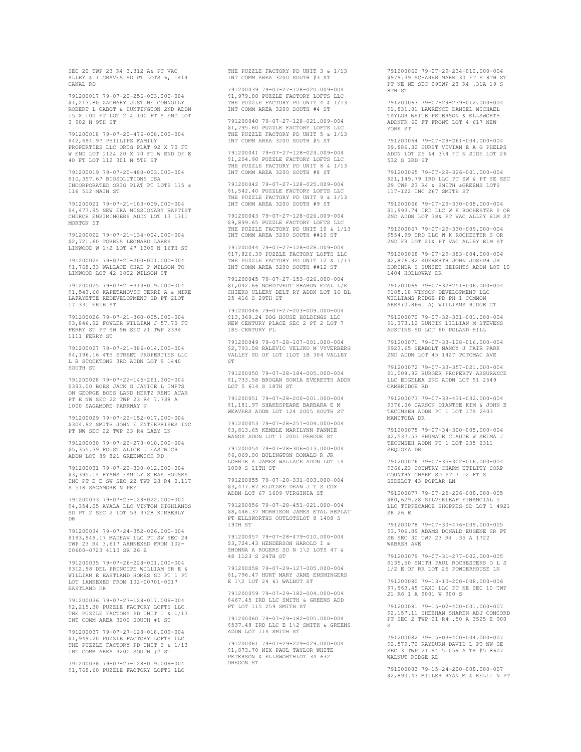SEC 20 TWP 23 R4 3.312 A& PT VAC ALLEY & I GRAVES SD PT LOTS 6, 1414 CANAL RD

791200017 79-07-20-256-003.000-004 $1,213.80 ZACHARY JUSTINE CONNOLLY ROBERT L CABOT & HUNTINGTON 2ND ADDN 15 X 100 FT LOT 2 & 100 FT S END LOT 3 902 N 9TH ST

791200018 79-07-20-476-008.000-004 $42,694.97 PHILLIPS FAMILY PROPERTIES LLC ORIG PLAT 92 X 70 FT W END LOT 112& 20 X 70 FT W END OF E 40 FT LOT 112 301 N 5TH ST

791200019 79-07-20-480-003.000-004 $10,357.67 BIOSOLUTIONS USA INCORPORATED ORIG PLAT PT LOTS 115 & 116 512 MAIN ST

791200021 79-07-21-103-009.000-004 $4,477.95 NEW ERA MISSIONARY BAPTIST CHURCH ENSIMINGERS ADDN LOT 13 1311 MORTON ST

791200022 79-07-21-134-004.000-004 $2,721.60 TORRES LEONARD LARES LINWOOD W 1\2 LOT 47 1309 N 16TH ST

791200024 79-07-21-200-001.000-004 $1,768.33 WALLACE CHAD P WILSON TO LINWOOD LOT 42 1802 WILSON ST

791200025 79-07-21-313-019.000-004 $1,543.66 KAPETANOVIC TERRI A & MIKE LAFAYETTE REDEVELOPMENT SD PT 2LOT 17 331 ERIE ST

791200026 79-07-21-360-005.000-004 $3,846.92 FOWLER WILLIAM J 57.70 FT FERRY ST PT SW SW SEC 21 TWP 23R4 1111 FERRY ST

791200027 79-07-21-386-014.000-004 $4,196.16 4TH STREET PROPERTIES LLC L B STOCKTONS 3RD ADDN LOT 9 1440 SOUTH ST

791200028 79-07-22-146-261.300-004 $393.00 BOES JACK G JANICE L IMPTS ON GEORGE BOES LAND HERTZ RENT ACAR PT E NW SEC 22 TWP 23 R4 7.738 A 1000 SAGAMORE PARKWAY N

791200029 79-07-22-152-017.000-004 $304.92 SMITH JOHN E ENTERPRISES INC PT NW SEC 22 TWP 23 R4 LAZY LN

791200030 79-07-22-278-010.000-004 $5,355.39 FOUST ALICE J EASTWICH ADDN LOT 89 821 GREENWICH RD

791200031 79-07-22-330-012.000-004 $3,395.14 RYANS FAMILY STEAK HOUSES INC PT E E SW SEC 22 TWP 23 R4 0.117 A 518 SAGAMORE N PKY

791200033 79-07-23-128-022.000-004 $4,354.05 AYALA LLC VINTON HIGHLANDS SD PT 2 SEC 2 LOT 53 3728 KIMBERLY DR

791200034 79-07-24-352-026.000-004 $193,949.17 MADHAV LLC PT SW SEC 24 TWP 23 R4 3.617 AANNEXED FROM 102-00600-0723 4110 SR 26 E

791200035 79-07-26-228-001.000-004 $312.98 DEL PRINCIPE WILLIAM SR E & WILLIAM E EASTLAND HOMES SD PT 1 PT LOT 1ANNEXED FROM 102-00701-0017 EASTLAND DR

791200036 79-07-27-128-017.009-004 $2,215.30 PUZZLE FACTORY LOFTS LLC THE PUZZLE FACTORY PD UNIT 1 & 1/13 INT COMM AREA 3200 SOUTH #1 ST

791200037 79-07-27-128-018.009-004 $1,949.20 PUZZLE FACTORY LOFTS LLC THE PUZZLE FACTORY PD UNIT 2 & 1/13 INT COMM AREA 3200 SOUTH #2 ST

791200038 79-07-27-128-019.009-004 $1,768.60 PUZZLE FACTORY LOFTS LLC THE PUZZLE FACTORY PD UNIT 3 & 1/13 INT COMM AREA 3200 SOUTH #3 ST

791200039 79-07-27-128-020.009-004 $1,979.80 PUZZLE FACTORY LOFTS LLC THE PUZZLE FACTORY PD UNIT 4 & 1/13 INT COMM AREA 3200 SOUTH #4 ST

791200040 79-07-27-128-021.009-004 $1,795.60 PUZZLE FACTORY LOFTS LLC THE PUZZLE FACTORY PD UNIT 5 & 1/13 INT COMM AREA 3200 SOUTH #5 ST

791200041 79-07-27-128-024.009-004 $1,204.90 PUZZLE FACTORY LOFTS LLC THE PUZZLE FACTORY PD UNIT 8 & 1/13 INT COMM AREA 3200 SOUTH #8 ST

791200042 79-07-27-128-025.009-004 $1,542.40 PUZZLE FACTORY LOFTS LLC THE PUZZLE FACTORY PD UNIT 9 & 1/13 INT COMM AREA 3200 SOUTH #9 ST

791200043 79-07-27-128-026.009-004 $9,899.65 PUZZLE FACTORY LOFTS LLC THE PUZZLE FACTORY PD UNIT 10 & 1/13 INT COMM AREA 3200 SOUTH ##10 ST

791200044 79-07-27-128-028.009-004 $17,826.39 PUZZLE FACTORY LOFTS LLC THE PUZZLE FACTORY PD UNIT 12 & 1/13 INT COMM AREA 3200 SOUTH ##12 ST

791200045 79-07-27-153-026.000-004 $1,042.66 NORDTVEDT SHARON ETAL L/E CHIEKO ULLERY BELT RY ADDN LOT 16 BL 25 416 S 29TH ST

791200046 79-07-27-203-009.000-004 $13,369.24 DOG HOUSE HOLDINGS LLC NEW CENTURY PLACE SEC 2 PT 2 LOT 7 185 CENTURY PL

791200049 79-07-28-107-001.000-004 $2,793.08 RALEVIC VELJKO M VYVERBERG VALLEY SD OF LOT 1LOT 1B 304 VALLEY ST

791200050 79-07-28-184-005.000-004 $1,733.58 BROGAN SONIA EVERETTS ADDN LOT 5 614 S 18TH ST

791200051 79-07-28-200-001.000-004 $1,181.97 SHAKESPEARE BARBARA E M WEAVERS ADDN LOT 124 2005 SOUTH ST

791200053 79-07-28-257-004.000-004 $3,813.65 KEMBLE MARILYNN FANNIE BANGS ADDN LOT 1 2001 PERDUE ST

791200054 79-07-28-306-013.000-004 $6,069.00 BULINGTON DONALD R JR LORRIE A JAMES WALLACE ADDN LOT 14 1009 S 11TH ST

791200055 79-07-28-331-003.000-004 $3,477.87 KLUTZKE DEAN J T S COX ADDN LOT 67 1609 VIRGINIA ST

791200056 79-07-28-451-021.000-004 $8,446.37 MORRISON JAMES ETAL REPLAT PT ELLSWORTHS OUTLOTSLOT 8 1408 S 19TH ST

791200057 79-07-28-479-010.000-004 $3,724.43 HENDERSON HAROLD I & SHONNA A ROGERS SD N 1\2 LOTS 47 & 48 1123 S 24TH ST

791200058 79-07-29-127-005.000-004 $1,796.47 HURT MARY JANE ENSMINGERS E 1\2 LOT 24 61 WALNUT ST

791200059 79-07-29-182-004.000-004 $467.45 IRD LLC SMITH & GREENS ADD PT LOT 115 259 SMITH ST

791200060 79-07-29-182-005.000-004 $537.48 IRD LLC E 1\2 SMITH & GREENS ADDN LOT 114 SMITH ST

791200061 79-07-29-229-029.000-004 $1,873.70 NIX PAUL TAYLOR WHITE PETERSON & ELLSWORTHLOT 34 632 OREGON ST

791200062 79-07-29-234-010.000-004 $979.39 SCHARER MARK 30 FT S 8TH ST PT NE NE SEC 29TWP 23 R4 .31A 19 S 8TH ST

791200063 79-07-29-239-012.000-004 $1,831.81 LAWRENCE DANIEL MICHAEL TAYLOR WHITE PETERSON & ELLSWORTH ADDNFR 60 FT FRONT LOT 4 617 NEW YORK ST

791200064 79-07-29-261-004.000-004 $9,886.32 HURST VIVIAN E A G PHELPS ADDN LOT 25 &4 3\4 FT N SIDE LOT 26 532 S 3RD ST

791200065 79-07-29-326-001.000-004 $21,149.79 IRD LLC PT SW & PT SE SEC 29 TWP 23 R4 & SMITH &GREENS LOTS 117-122 INC 267 SMITH ST

791200066 79-07-29-330-008.000-004 $1,993.74 IRD LLC W K ROCHESTER S OR 2ND ADDN LOT 38& PT VAC ALLEY ELM ST

791200067 79-07-29-330-009.000-004 $554.99 IRD LLC W K ROCHESTER S OR 2ND FR LOT 21& PT VAC ALLEY ELM ST

791200068 79-07-29-383-004.000-004 $2,876.82 KUEBERTH JOHN JOSEPH JR DORINDA S SUNSET HEIGHTS ADDN LOT 10 1404 HOLLOWAY DR

791200069 79-07-32-251-006.000-004 $185.18 VINSON DEVELOPMENT LLC WILLIAMS RIDGE PD PH 1 COMMON AREA(0.8661 A) WILLIAMS RIDGE CT

791200070 79-07-32-331-001.000-004 $1,373.12 BUNTIN LILLIAN M STEVENS AUSTINS SD LOT 60 POLAND HILL

791200071 79-07-33-128-016.000-004 $923.65 SEABOLT NANCY J FAIR PARK 2ND ADDN LOT 45 1427 POTOMAC AVE

791200072 79-07-33-357-021.000-004 $1,008.92 BURGER PROPERTY ASSURANCE LLC EDGELEA 2ND ADDN LOT 51 2549 CAMBRIDGE RD

791200073 79-07-33-431-032.000-004 $376.06 CARSON DIANTHE KIM & JOHN B TECUMSEH ADDN PT 1 LOT 179 2403 MANITOBA DR

791200075 79-07-34-300-005.000-004 $2,537.53 SHUMATE CLAUDE W SELMA J TECUMSEH ADDN PT 1 LOT 235 2311 SEQUOYA DR

791200076 79-07-35-302-016.000-004 $366.23 COUNTRY CHARM UTILITY CORP COUNTRY CHARM SD PT 7 12 FT S SIDELOT 43 POPLAR LN

791200077 79-07-25-226-008.000-005 $80,629.28 SILVERLEAF FINANCIAL 5 LLC TIPPECANOE SHOPPES SD LOT 1 4921 SR 26 E

791200078 79-07-30-476-009.000-005 $3,706.09 ADAMS DONALD EUGENE SR PT SE SEC 30 TWP 23 R4 .35 A 1722 WABASH AVE

791200079 79-07-31-277-002.000-005 $135.50 SMITH PAUL ROCHESTERS O L S 1/2 E OF RR LOT 26 POWDERHOUSE LN

791200080 79-13-10-200-008.000-006 $7,963.45 TAXI LLC PT NE SEC 10 TWP 21 R6 1 A 9001 W 900 S

791200081 79-15-02-400-001.000-007 $2,157.11 SHEEHAN SHAREN ADJ CONCORD PT SEC 2 TWP 21 R4 .50 A 3525 E 900 S

791200082 79-15-03-400-004.000-007 $2,579.72 RAYBURN DAVID L PT NW SE SEC 3 TWP 21 R4 5.059 A TR #5 8607 WALNUT RIDGE RD

791200083 79-15-24-200-008.000-007 $2,890.43 MILLER RYAN M & KELLI N PT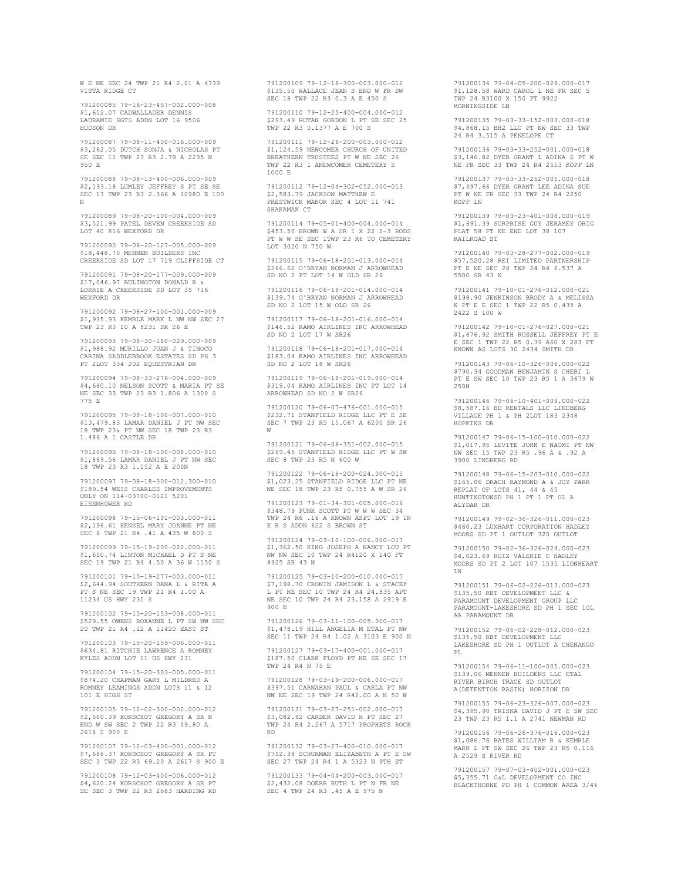W E NE SEC 24 TWP 21 R4 2.01 A 4739 VISTA RIDGE CT

791200085 79-16-23-457-002.000-008 $1,612.07 CADWALLADER DENNIS LAURAMIE HGTS ADDN LOT 16 9506 HUDSON DR

791200087 79-08-11-400-016.000-009 $3,262.05 DUTCH SONJA & NICHOLAS PT SE SEC 11 TWP 23 R3 2.79 A 2235 N 950 E

791200088 79-08-13-400-006.000-009 $2,193.18 LUMLEY JEFFREY S PT SE SE SEC 13 TWP 23 R3 2.366 A 10980 E 100 N

791200089 79-08-20-100-004.000-009 $3,521.99 PATEL DEVEN CREEKSIDE SD LOT 40 816 WEXFORD DR

791200090 79-08-20-127-005.000-009 $18,448.70 MENNEN BUILDERS INC CREEKSIDE SD LOT 17 719 CLIFFSIDE CT

791200091 79-08-20-177-009.000-009 $17,046.97 BULINGTON DONALD R & LORRIE A CREEKSIDE SD LOT 35 716 WEXFORD DR

791200092 79-08-27-100-001.000-009 $1,935.93 KEMBLE MARK L NW NW SEC 27 TWP 23 R3 10 A 8231 SR 26 E

791200093 79-08-30-180-029.000-009 $1,988.92 MURILLO JUAN J & TINOCO CARINA SADDLEBROOK ESTATES SD PH 3 PT 2LOT 334 202 EQUESTRIAN DR

791200094 79-08-33-276-004.000-009 $4,680.10 NELSON SCOTT & MARIA PT SE NE SEC 33 TWP 23 R3 1.806 A 1300 S 775 E

791200095 79-08-18-100-007.000-010 $13,479.83 LAMAR DANIEL J PT NW SEC 18 TWP 23& PT NW SEC 18 TWP 23 R3 1.486 A 1 CASTLE DR

791200096 79-08-18-100-008.000-010 $1,869.56 LAMAR DANIEL J PT NW SEC 18 TWP 23 R3 1.152 A E 200N

791200097 79-08-18-300-012.300-010 $189.54 WEIS CHARLES IMPROVEMENTS ONLY ON 114-03700-0121 5201 EISENHOWER RD

791200098 79-15-06-101-003.000-011 $2,196.61 HENSEL MARY JOANNE PT NE SEC 6 TWP 21 R4 .41 A 435 W 800 S

791200099 79-15-19-200-022.000-011 $1,650.74 LINTON MICHAEL D PT S NE SEC 19 TWP 21 R4 4.50 A 36 W 1150 S

791200101 79-15-19-277-003.000-011 $2,644.94 SOUTHERN DANA L & RITA A PT S NE SEC 19 TWP 21 R4 1.00 A 11234 US HWY 231 S

791200102 79-15-20-153-008.000-011 $529.55 OWENS ROXANNE L PT SW NW SEC 20 TWP 21 R4 .12 A 11420 EAST ST

791200103 79-15-20-159-006.000-011 $634.81 RITCHIE LAWRENCE A ROMNEY KYLES ADDN LOT 11 US HWY 231

791200104 79-15-20-303-005.000-011 $874.20 CHAPMAN GARY L MILDRED A ROMNEY LEAMINGS ADDN LOTS 11 & 12 101 E HIGH ST

791200105 79-12-02-300-002.000-012 $2,500.39 KORSCHOT GREGORY A SR N END W SW SEC 2 TWP 22 R3 49.80 A 2618 S 900 E

791200107 79-12-03-400-001.000-012 $7,686.37 KORSCHOT GREGORY A SR PT SEC 3 TWP 22 R3 69.20 A 2617 S 900 E

791200108 79-12-03-400-006.000-012 $4,620.24 KORSCHOT GREGORY A SR PT SE SEC 3 TWP 22 R3 2683 HARDING RD

791200109 79-12-18-300-003.000-012 $135.50 WALLACE JEAN S END W FR SW SEC 18 TWP 22 R3 0.3 A E 450 S

791200110 79-12-25-400-004.000-012 $293.49 RUTAN GORDON L PT SE SEC 25 TWP 22 R3 0.1377 A E 700 S

791200111 79-12-26-200-003.000-012 $1,124.59 NEWCOMER CHURCH OF UNITED BREATHERN TRUSTEES PT W NE SEC 26 TWP 22 R3 1 ANEWCOMER CEMETERY S 1000 E

791200112 79-12-04-302-052.000-013 $2,583.79 JACKSON MATTHEW E PRESTWICK MANOR SEC 4 LOT 11 741 SHAKAMAK CT

791200114 79-05-01-400-004.000-014 $453.50 BROWN W A SR 1 X 22 2-3 RODS PT W W SE SEC 1TWP 23 R6 TO CEMETERY LOT 3020 N 750 W

791200115 79-06-18-201-013.000-014 $266.62 O'BRYAN NORMAN J ARROWHEAD SD NO 2 PT LOT 14 W OLD SR 26

791200116 79-06-18-201-014.000-014 $139.74 O'BRYAN NORMAN J ARROWHEAD SD NO 2 LOT 15 W OLD SR 26

791200117 79-06-18-201-016.000-014 $146.52 KAMO AIRLINES INC ARROWHEAD SD NO 2 LOT 17 W SR26

791200118 79-06-18-201-017.000-014 $183.04 KAMO AIRLINES INC ARROWHEAD SD NO 2 LOT 18 W SR26

791200119 79-06-18-201-019.000-014 $319.04 KAMO AIRLINES INC PT LOT 14 ARROWHEAD SD NO 2 W SR26

791200120 79-06-07-476-001.000-015 $232.71 STANFIELD RIDGE LLC PT E SE SEC 7 TWP 23 R5 15.067 A 6200 SR 26 W

791200121 79-06-08-351-002.000-015 $269.45 STANFIELD RIDGE LLC PT W SW SEC 8 TWP 23 R5 N 600 W

791200122 79-06-18-200-024.000-015 $1,023.25 STANFIELD RIDGE LLC PT NE NE SEC 18 TWP 23 R5 0.755 A W SR 26

791200123 79-01-34-301-005.000-016 $348.79 FUNK SCOTT PT W W W SEC 34 TWP 24 R6 .16 A KNOWN ASPT LOT 19 IN K R S ADDN 622 S BROWN ST

791200124 79-03-10-100-006.000-017 $1,362.50 KING JOSEPH A NANCY LOU PT NW NW SEC 10 TWP 24 R4120 X 140 FT 8925 SR 43 N

791200125 79-03-10-200-010.000-017 $7,198.70 CRONIN JAMISON L & STACEY L PT NE SEC 10 TWP 24 R4 24.835 APT NE SEC 10 TWP 24 R4 23.158 A 2919 E 900 N

791200126 79-03-11-100-005.000-017 $1,478.19 HILL ANGELIA M ETAL PT NW SEC 11 TWP 24 R4 1.02 A 3103 E 900 N

791200127 79-03-17-400-001.000-017 $187.50 CLARK FLOYD PT NE SE SEC 17 TWP 24 R4 N 75 E

791200128 79-03-19-200-006.000-017 $397.51 CARNAHAN PAUL & CARLA PT NW NW NE SEC 19 TWP 24 R42.00 A N 50 W

791200131 79-03-27-251-002.000-017 $3,082.92 CARDER DAVID R PT SEC 27 TWP 24 R4 2.267 A 5717 PROPHETS ROCK RD

791200132 79-03-27-400-010.000-017 $752.38 SCHURMAN ELIZABETH A PT E SW SEC 27 TWP 24 R4 1 A 5323 N 9TH ST

791200133 79-04-04-200-003.000-017 $2,432.08 DOERR RUTH L PT N FR NE SEC 4 TWP 24 R3 .45 A E 975 N

791200134 79-04-05-200-029.000-017 $1,128.58 WARD CAROL L NE FR SEC 5 TWP 24 R3100 X 150 FT 9922 MORNINGSIDE LN

791200135 79-03-33-152-003.000-018 $4,868.15 BH2 LLC PT NW SEC 33 TWP 24 R4 3.515 A PENELOPE CT

791200136 79-03-33-252-001.000-018 $3,146.82 DYER GRANT L ADINA S PT W NE FR SEC 33 TWP 24 R4 2553 KOPF LN

791200137 79-03-33-252-005.000-018 $7,497.66 DYER GRANT LEE ADINA SUE PT W NE FR SEC 33 TWP 24 R4 2250 KOPF LN

791200139 79-03-23-401-008.000-019 $1,691.39 SURPRISE GUY JERAMEY ORIG PLAT 58 FT NE END LOT 38 107 RAILROAD ST

791200140 79-03-28-277-002.000-019 $57,520.28 REI LIMITED PARTNERSHIP PT E NE SEC 28 TWP 24 R4 6.537 A 5500 SR 43 N

791200141 79-10-01-276-012.000-021 $198.90 JENKINSON BRODY A & MELISSA K PT E E SEC 1 TWP 22 R5 0.435 A 2422 S 100 W

791200142 79-10-01-276-027.000-021 $1,676.92 SMITH RUSSELL JEFFREY PT E E SEC 1 TWP 22 R5 0.39 A60 X 283 FT KNOWN AS LOTS 30 2434 SMITH DR

791200143 79-06-10-326-006.000-022 $790.34 GOODMAN BENJAMIN S CHERI L PT E SW SEC 10 TWP 23 R5 1 A 3679 W 250N

791200146 79-06-10-401-009.000-022 $8,587.16 BD RENTALS LLC LINDBERG VILLAGE PH 1 & PH 2LOT 183 2348 HOPKINS DR

791200147 79-06-15-100-010.000-022 $1,017.95 LEVITE JOHN E NAOMI PT NW NW SEC 15 TWP 23 R5 .96 A & .92 A 3900 LINDBERG RD

791200148 79-06-15-203-010.000-022 $165.06 DRACH RAYMOND A & JOY PARR REPLAT OF LOTS 41, 44 & 45 HUNTINGTONSD PH 1 PT 1 PT OL A ALYDAR DR

791200149 79-02-36-326-011.000-023 $460.23 LUXHART CORPORATION HADLEY MOORS SD PT 1 OUTLOT 320 OUTLOT

791200150 79-02-36-326-029.000-023 $4,023.69 RUIZ VALERIE C HADLEY MOORS SD PT 2 LOT 107 1535 LIONHEART LN

791200151 79-06-02-226-013.000-023 $135.50 RBT DEVELOPMENT LLC & PARAMOUNT DEVELOPMENT GROUP LLC PARAMOUNT-LAKESHORE SD PH 1 SEC 1OL AA PARAMOUNT DR

791200152 79-06-02-228-012.000-023 $135.50 RBT DEVELOPMENT LLC LAKESHORE SD PH 1 OUTLOT A CHENANGO PL

791200154 79-06-11-100-005.000-023 $139.06 MENNEN BUILDERS LLC ETAL RIVER BIRCH TRACE SD OUTLOT A(DETENTION BASIN) HORIZON DR

791200155 79-06-23-326-007.000-023 $4,395.90 TRISKA DAVID J PT E SW SEC 23 TWP 23 R5 1.1 A 2741 NEWMAN RD

791200156 79-06-26-376-016.000-023 $1,086.76 BATES WILLIAM R & KEMBLE MARK L PT SW SEC 26 TWP 23 R5 0.116 A 2529 S RIVER RD

791200157 79-07-03-402-001.000-023 $5,355.71 G&L DEVELOPMENT CO INC BLACKTHORNE PD PH 1 COMMON AREA 3/4%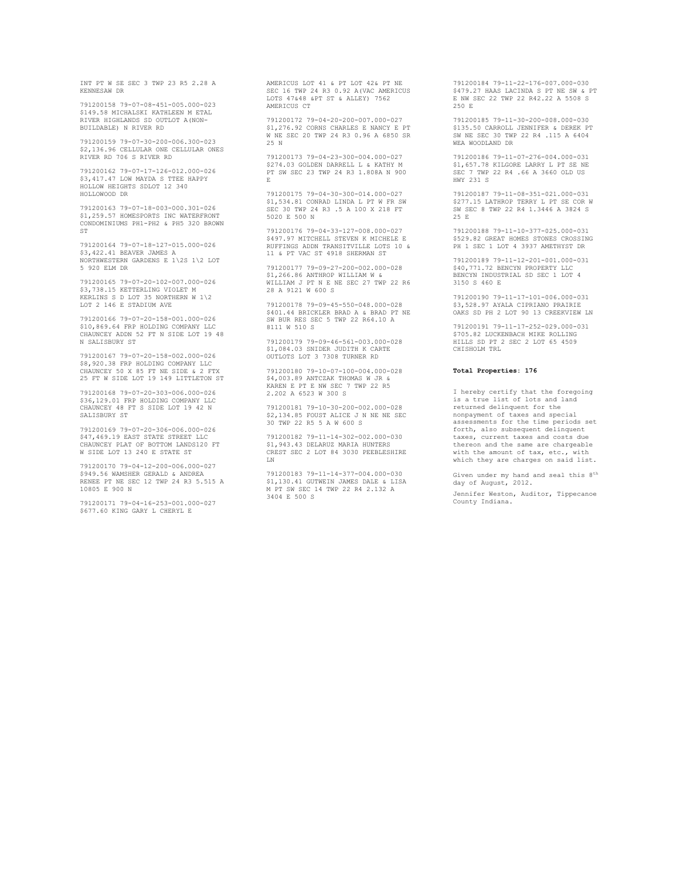INT PT W SE SEC 3 TWP 23 R5 2.28 A KENNESAW DR

791200158 79-07-08-451-005.000-023 $149.58 MICHALSKI KATHLEEN M ETAL RIVER HIGHLANDS SD OUTLOT A(NON-BUILDABLE) N RIVER RD

791200159 79-07-30-200-006.300-023 $2,136.96 CELLULAR ONE CELLULAR ONES RIVER RD 706 S RIVER RD

791200162 79-07-17-126-012.000-026 $3,417.47 LOW MAYDA S TTEE HAPPY HOLLOW HEIGHTS SDLOT 12 340 HOLLOWOOD DR

791200163 79-07-18-003-000.301-026 $1,259.57 HOMESPORTS INC WATERFRONT CONDOMINIUMS PH1-PH2 & PH5 320 BROWN ST

791200164 79-07-18-127-015.000-026 $3,422.41 BEAVER JAMES A NORTHWESTERN GARDENS E 1\2S 1\2 LOT 5 920 ELM DR

791200165 79-07-20-102-007.000-026 $3,738.15 KETTERLING VIOLET M KERLINS S D LOT 35 NORTHERN W 1\2 LOT 2 146 E STADIUM AVE

791200166 79-07-20-158-001.000-026 $10,869.64 FRP HOLDING COMPANY LLC CHAUNCEY ADDN 52 FT N SIDE LOT 19 48 N SALISBURY ST

791200167 79-07-20-158-002.000-026 $8,920.38 FRP HOLDING COMPANY LLC CHAUNCEY 50 X 85 FT NE SIDE & 2 FTX 25 FT W SIDE LOT 19 149 LITTLETON ST

791200168 79-07-20-303-006.000-026 $36,129.01 FRP HOLDING COMPANY LLC CHAUNCEY 48 FT S SIDE LOT 19 42 N SALISBURY ST

791200169 79-07-20-306-006.000-026 $47,469.19 EAST STATE STREET LLC CHAUNCEY PLAT OF BOTTOM LANDS120 FT W SIDE LOT 13 240 E STATE ST

791200170 79-04-12-200-006.000-027 $949.56 WAMSHER GERALD & ANDREA RENEE PT NE SEC 12 TWP 24 R3 5.515 A 10805 E 900 N

791200171 79-04-16-253-001.000-027 $677.60 KING GARY L CHERYL E AMERICUS LOT 41 & PT LOT 42& PT NE SEC 16 TWP 24 R3 0.92 A(VAC AMERICUS LOTS 47&48 &PT ST & ALLEY) 7562 AMERICUS CT

791200172 79-04-20-200-007.000-027 $1,276.92 CORNS CHARLES E NANCY E PT W NE SEC 20 TWP 24 R3 0.96 A 6850 SR 25 N

791200173 79-04-23-300-004.000-027 $274.03 GOLDEN DARRELL L & KATHY M PT SW SEC 23 TWP 24 R3 1.808A N 900 E

791200175 79-04-30-300-014.000-027 $1,534.81 CONRAD LINDA L PT W FR SW SEC 30 TWP 24 R3 .5 A 100 X 218 FT 5020 E 500 N

791200176 79-04-33-127-008.000-027 $497.97 MITCHELL STEVEN K MICHELE E RUFFINGS ADDN TRANSITVILLE LOTS 10 & 11 & PT VAC ST 4918 SHERMAN ST

791200177 79-09-27-200-002.000-028 $1,266.86 ANTHROP WILLIAM W & WILLIAM J PT N E NE SEC 27 TWP 22 R6 28 A 9121 W 600 S

791200178 79-09-45-550-048.000-028 $401.44 BRICKLER BRAD A & BRAD PT NE SW BUR RES SEC 5 TWP 22 R64.10 A 8111 W 510 S

791200179 79-09-46-561-003.000-028 $1,084.03 SNIDER JUDITH K CARTE OUTLOTS LOT 3 7308 TURNER RD

791200180 79-10-07-100-004.000-028 $4,003.89 ANTCZAK THOMAS W JR & KAREN E PT E NW SEC 7 TWP 22 R5 2.202 A 6523 W 300 S

791200181 79-10-30-200-002.000-028 $2,134.85 FOUST ALICE J N NE NE SEC 30 TWP 22 R5 5 A W 600 S

791200182 79-11-14-302-002.000-030 $1,943.43 DELARUZ MARIA HUNTERS CREST SEC 2 LOT 84 3030 PEEBLESHIRE LN

791200183 79-11-14-377-004.000-030 $1,130.41 GUTWEIN JAMES DALE & LISA M PT SW SEC 14 TWP 22 R4 2.132 A 3404 E 500 S

791200184 79-11-22-176-007.000-030 $479.27 HAAS LACINDA S PT NE SW & PT E NW SEC 22 TWP 22 R42.22 A 5508 S 250 E

791200185 79-11-30-200-008.000-030 $135.50 CARROLL JENNIFER & DEREK PT SW NE SEC 30 TWP 22 R4 .115 A 6404 WEA WOODLAND DR

791200186 79-11-07-276-004.000-031 $1,657.78 KILGORE LARRY L PT SE NE SEC 7 TWP 22 R4 .66 A 3660 OLD US HWY 231 S

791200187 79-11-08-351-021.000-031 $277.15 LATHROP TERRY L PT SE COR W SW SEC 8 TWP 22 R4 1.3446 A 3824 S 25 E

791200188 79-11-10-377-025.000-031 $529.82 GREAT HOMES STONES CROSSING PH 1 SEC 1 LOT 4 3937 AMETHYST DR

791200189 79-11-12-201-001.000-031 $40,771.72 BENCYN PROPERTY LLC BENCYN INDUSTRIAL SD SEC 1 LOT 4 3150 S 460 E

791200190 79-11-17-101-006.000-031 $3,528.97 AYALA CIPRIANO PRAIRIE OAKS SD PH 2 LOT 90 13 CREEKVIEW LN

791200191 79-11-17-252-029.000-031 $705.82 LUCKENBACH MIKE ROLLING HILLS SD PT 2 SEC 2 LOT 65 4509 CHISHOLM TRL

**Total Properties: 176**

I hereby certify that the foregoing is a true list of lots and land returned delinquent for the nonpayment of taxes and special assessments for the time periods set forth, also subsequent delinquent taxes, current taxes and costs due thereon and the same are chargeable with the amount of tax, etc., with which they are charges on said list.

Given under my hand and seal this 8th day of August, 2012.

Jennifer Weston, Auditor, Tippecanoe County Indiana.